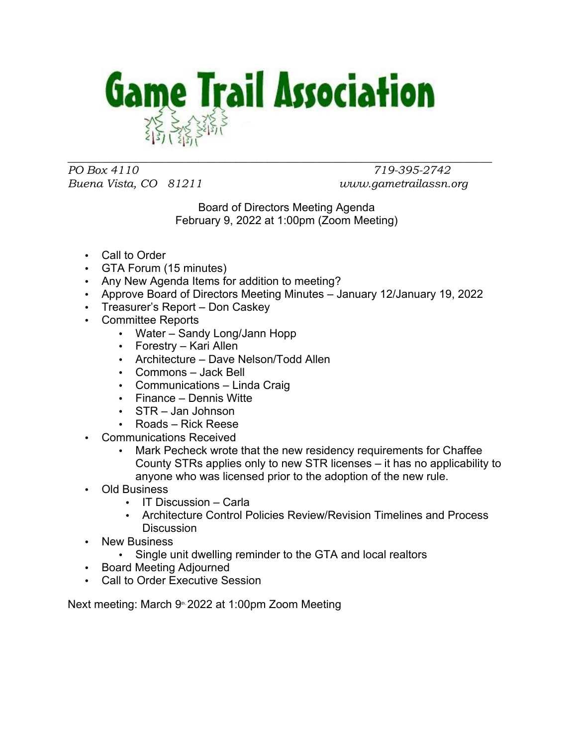# Game Trail Association

*PO Box 4110* *719-395-2742*
*Buena Vista, CO 81211* *www.gametrailassn.org*

Board of Directors Meeting Agenda
February 9, 2022 at 1:00pm (Zoom Meeting)

- Call to Order
- GTA Forum (15 minutes)
- Any New Agenda Items for addition to meeting?
- Approve Board of Directors Meeting Minutes – January 12/January 19, 2022
- Treasurer's Report – Don Caskey
- Committee Reports
  - Water – Sandy Long/Jann Hopp
  - Forestry – Kari Allen
  - Architecture – Dave Nelson/Todd Allen
  - Commons – Jack Bell
  - Communications – Linda Craig
  - Finance – Dennis Witte
  - STR – Jan Johnson
  - Roads – Rick Reese
- Communications Received
  - Mark Pecheck wrote that the new residency requirements for Chaffee County STRs applies only to new STR licenses – it has no applicability to anyone who was licensed prior to the adoption of the new rule.
- Old Business
  - IT Discussion – Carla
  - Architecture Control Policies Review/Revision Timelines and Process Discussion
- New Business
  - Single unit dwelling reminder to the GTA and local realtors
- Board Meeting Adjourned
- Call to Order Executive Session

Next meeting: March 9th 2022 at 1:00pm Zoom Meeting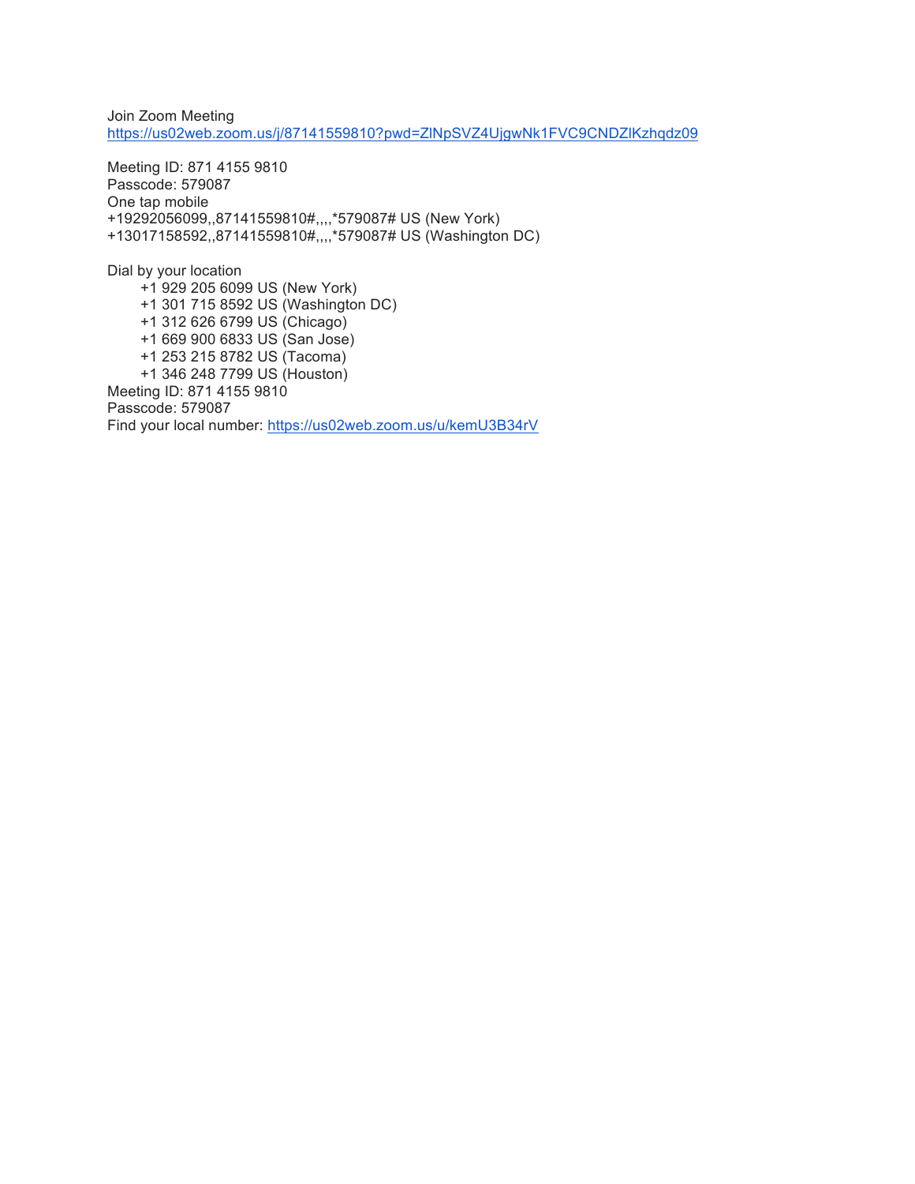Join Zoom Meeting
https://us02web.zoom.us/j/87141559810?pwd=ZlNpSVZ4UjgwNk1FVC9CNDZlKzhqdz09

Meeting ID: 871 4155 9810
Passcode: 579087
One tap mobile
+19292056099,,87141559810#,,,,*579087# US (New York)
+13017158592,,87141559810#,,,,*579087# US (Washington DC)

Dial by your location
    +1 929 205 6099 US (New York)
    +1 301 715 8592 US (Washington DC)
    +1 312 626 6799 US (Chicago)
    +1 669 900 6833 US (San Jose)
    +1 253 215 8782 US (Tacoma)
    +1 346 248 7799 US (Houston)
Meeting ID: 871 4155 9810
Passcode: 579087
Find your local number: https://us02web.zoom.us/u/kemU3B34rV